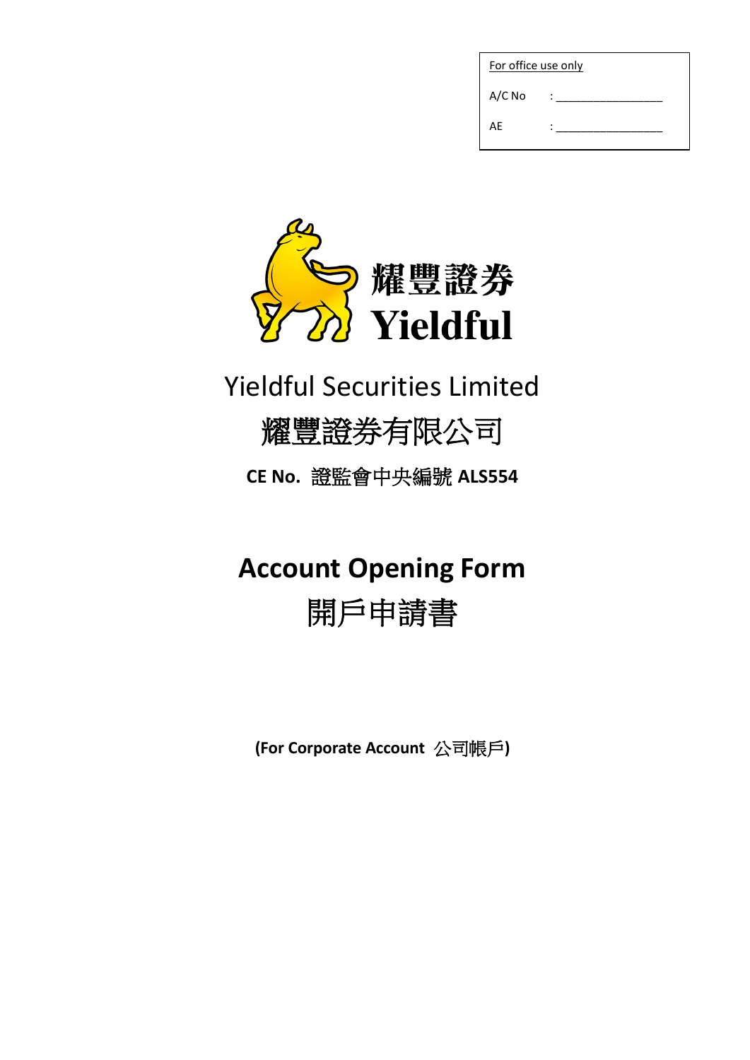| For office use only | |
|---|---|
| A/C No | : __________________ |
| AE | : __________________ |

耀豐證券

Yieldful

Yieldful Securities Limited

耀豐證券有限公司

**CE No.  證監會中央編號 ALS554**

# Account Opening Form

# 開戶申請書

**(For Corporate Account  公司帳戶)**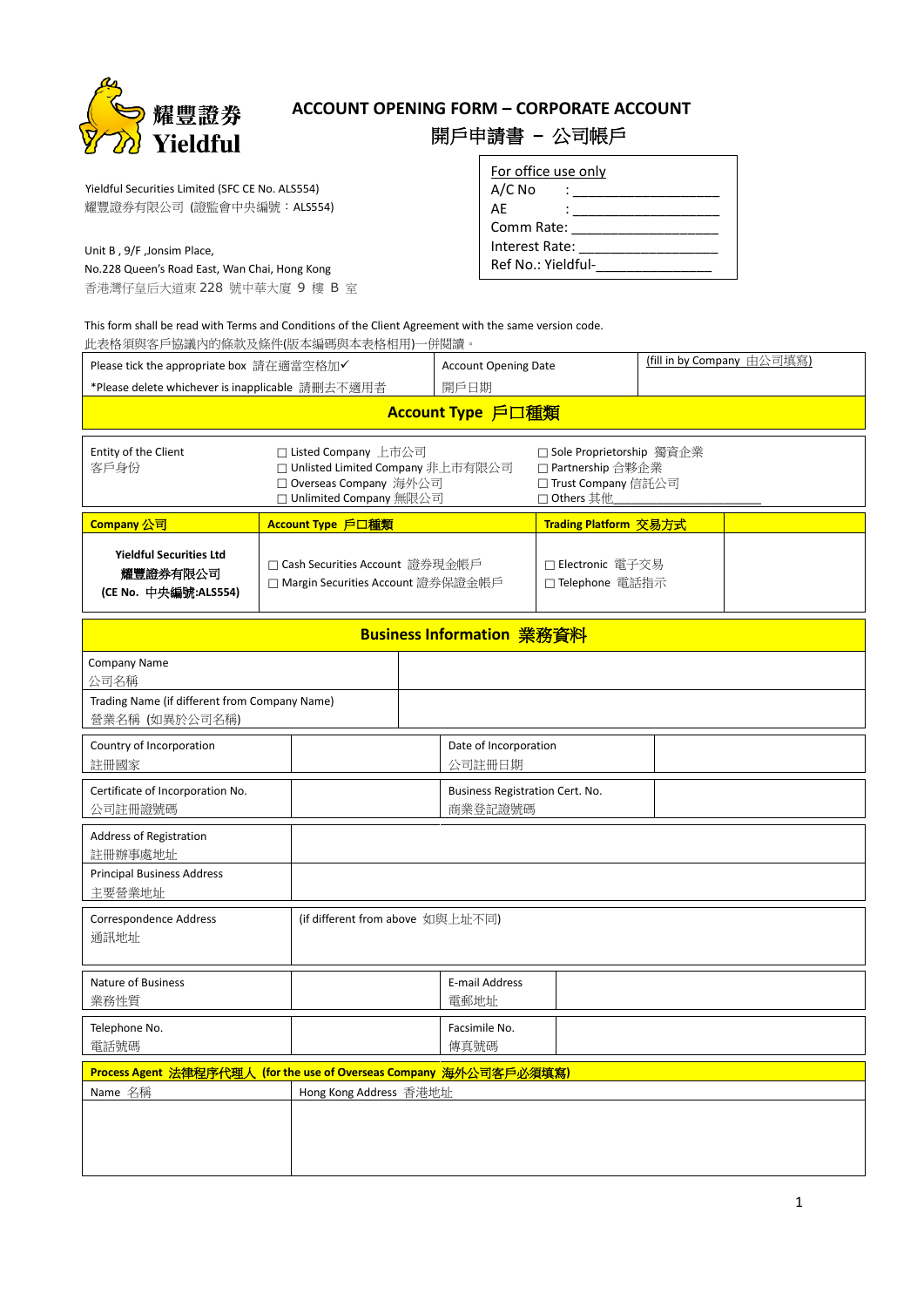耀豐證券 Yieldful

# ACCOUNT OPENING FORM – CORPORATE ACCOUNT
# 開戶申請書 – 公司帳戶

Yieldful Securities Limited (SFC CE No. ALS554)
耀豐證券有限公司 (證監會中央編號：ALS554)

Unit B , 9/F ,Jonsim Place,
No.228 Queen's Road East, Wan Chai, Hong Kong
香港灣仔皇后大道東 228 號中華大廈 9 樓 B 室

For office use only
A/C No : ___________________
AE : ___________________
Comm Rate: ___________________
Interest Rate: ___________________
Ref No.: Yieldful-_______________

This form shall be read with Terms and Conditions of the Client Agreement with the same version code.
此表格須與客戶協議內的條款及條件(版本編碼與本表格相用)一併閱讀。

| Please tick the appropriate box 請在適當空格加✓<br>*Please delete whichever is inapplicable 請刪去不適用者 | Account Opening Date<br>開戶日期 | (fill in by Company 由公司填寫) |
|---|---|---|

## Account Type 戶口種類

| Entity of the Client<br>客戶身份 | ☐ Listed Company 上市公司<br>☐ Unlisted Limited Company 非上市有限公司<br>☐ Overseas Company 海外公司<br>☐ Unlimited Company 無限公司 | ☐ Sole Proprietorship 獨資企業<br>☐ Partnership 合夥企業<br>☐ Trust Company 信託公司<br>☐ Others 其他__________________ |
|---|---|---|

| Company 公司 | Account Type 戶口種類 | Trading Platform 交易方式 | |
|---|---|---|---|
| **Yieldful Securities Ltd**<br>**耀豐證券有限公司**<br>**(CE No. 中央編號:ALS554)** | ☐ Cash Securities Account 證券現金帳戶<br>☐ Margin Securities Account 證券保證金帳戶 | ☐ Electronic 電子交易<br>☐ Telephone 電話指示 | |

## Business Information 業務資料

| Company Name<br>公司名稱 | |
|---|---|
| Trading Name (if different from Company Name)<br>營業名稱 (如異於公司名稱) | |

| Country of Incorporation<br>註冊國家 | | Date of Incorporation<br>公司註冊日期 | |
|---|---|---|---|
| Certificate of Incorporation No.<br>公司註冊證號碼 | | Business Registration Cert. No.<br>商業登記證號碼 | |

| Address of Registration<br>註冊辦事處地址 | |
|---|---|
| Principal Business Address<br>主要營業地址 | |
| Correspondence Address<br>通訊地址 | (if different from above 如與上址不同) |

| Nature of Business<br>業務性質 | | E-mail Address<br>電郵地址 | |
|---|---|---|---|
| Telephone No.<br>電話號碼 | | Facsimile No.<br>傳真號碼 | |

| **Process Agent 法律程序代理人 (for the use of Overseas Company 海外公司客戶必須填寫)** | |
|---|---|
| Name 名稱 | Hong Kong Address 香港地址 |
| | |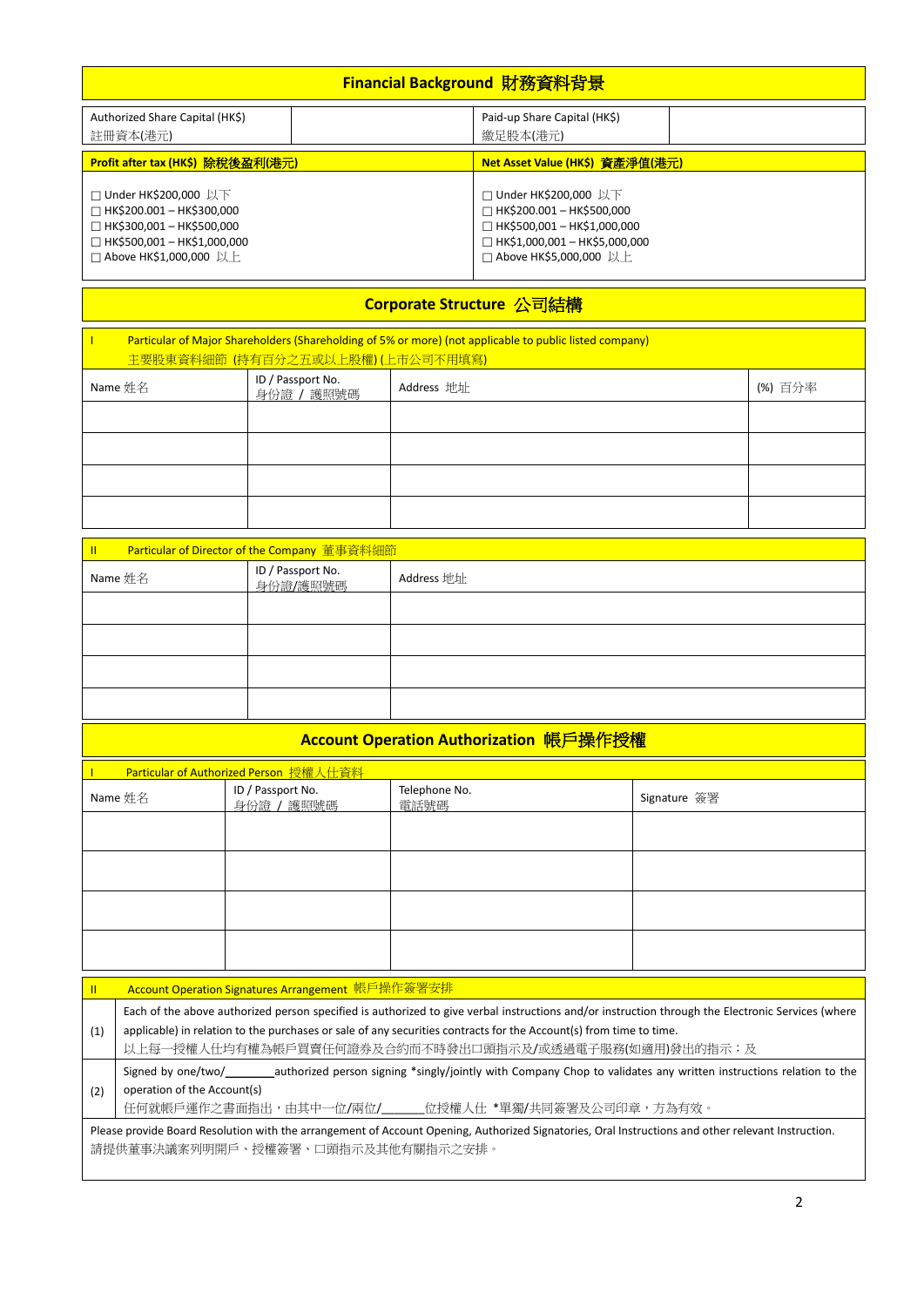## Financial Background 財務資料背景

| Authorized Share Capital (HK$) 註冊資本(港元) | | Paid-up Share Capital (HK$) 繳足股本(港元) | |
|---|---|---|---|

| **Profit after tax (HK$) 除稅後盈利(港元)** | **Net Asset Value (HK$) 資產淨值(港元)** |
|---|---|
| ☐ Under HK$200,000 以下<br>☐ HK$200.001 – HK$300,000<br>☐ HK$300,001 – HK$500,000<br>☐ HK$500,001 – HK$1,000,000<br>☐ Above HK$1,000,000 以上 | ☐ Under HK$200,000 以下<br>☐ HK$200.001 – HK$500,000<br>☐ HK$500,001 – HK$1,000,000<br>☐ HK$1,000,001 – HK$5,000,000<br>☐ Above HK$5,000,000 以上 |

## Corporate Structure 公司結構

**I Particular of Major Shareholders (Shareholding of 5% or more) (not applicable to public listed company)**
**主要股東資料細節 (持有百分之五或以上股權) (上市公司不用填寫)**

| Name 姓名 | ID / Passport No. 身份證 / 護照號碼 | Address 地址 | (%) 百分率 |
|---|---|---|---|
| | | | |
| | | | |
| | | | |
| | | | |

**II Particular of Director of the Company 董事資料細節**

| Name 姓名 | ID / Passport No. 身份證/護照號碼 | Address 地址 |
|---|---|---|
| | | |
| | | |
| | | |
| | | |

## Account Operation Authorization 帳戶操作授權

**I Particular of Authorized Person 授權人仕資料**

| Name 姓名 | ID / Passport No. 身份證 / 護照號碼 | Telephone No. 電話號碼 | Signature 簽署 |
|---|---|---|---|
| | | | |
| | | | |
| | | | |
| | | | |

**II Account Operation Signatures Arrangement 帳戶操作簽署安排**

| | |
|---|---|
| (1) | Each of the above authorized person specified is authorized to give verbal instructions and/or instruction through the Electronic Services (where applicable) in relation to the purchases or sale of any securities contracts for the Account(s) from time to time.<br>以上每一授權人仕均有權為帳戶買賣任何證券及合約而不時發出口頭指示及/或透過電子服務(如適用)發出的指示；及 |
| (2) | Signed by one/two/_______authorized person signing *singly/jointly with Company Chop to validates any written instructions relation to the operation of the Account(s)<br>任何就帳戶運作之書面指出，由其中一位/兩位/______位授權人仕 *單獨/共同簽署及公司印章，方為有效。 |

Please provide Board Resolution with the arrangement of Account Opening, Authorized Signatories, Oral Instructions and other relevant Instruction.
請提供董事決議案列明開戶、授權簽署、口頭指示及其他有關指示之安排。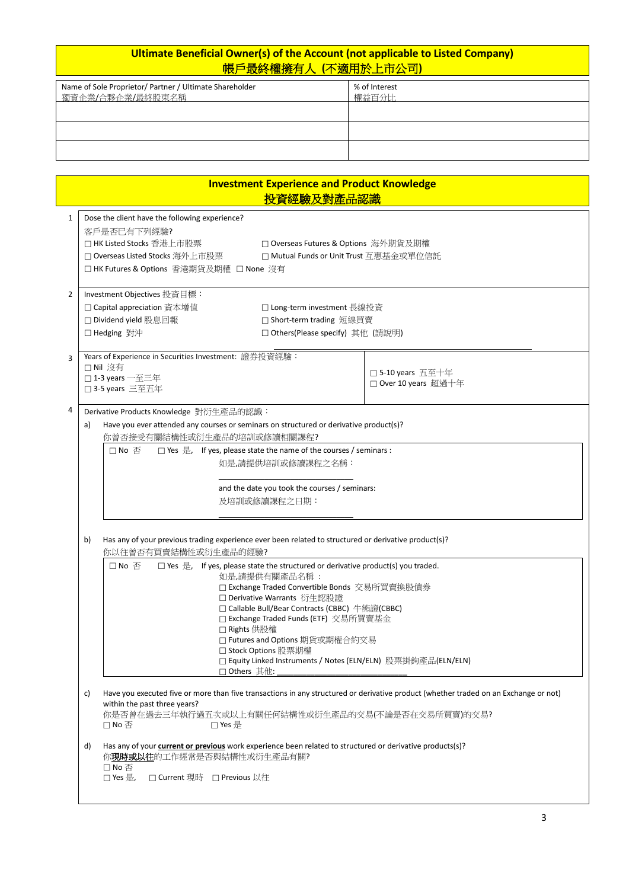## Ultimate Beneficial Owner(s) of the Account (not applicable to Listed Company)
## 帳戶最終權擁有人 (不適用於上市公司)

| Name of Sole Proprietor/ Partner / Ultimate Shareholder<br>獨資企業/合夥企業/最終股東名稱 | % of Interest<br>權益百分比 |
|---|---|
| | |
| | |
| | |

## Investment Experience and Product Knowledge
## 投資經驗及對產品認識

**1** Dose the client have the following experience?
客戶是否已有下列經驗?

☐ HK Listed Stocks 香港上市股票
☐ Overseas Futures & Options 海外期貨及期權
☐ Overseas Listed Stocks 海外上市股票
☐ Mutual Funds or Unit Trust 互惠基金或單位信託
☐ HK Futures & Options 香港期貨及期權 ☐ None 沒有

**2** Investment Objectives 投資目標：

☐ Capital appreciation 資本增值
☐ Long-term investment 長線投資
☐ Dividend yield 股息回報
☐ Short-term trading 短線買賣
☐ Hedging 對沖
☐ Others(Please specify) 其他 (請說明)

**3** Years of Experience in Securities Investment: 證券投資經驗：

☐ Nil 沒有
☐ 1-3 years 一至三年
☐ 3-5 years 三至五年
☐ 5-10 years 五至十年
☐ Over 10 years 超過十年

**4** Derivative Products Knowledge 對衍生產品的認識：

a) Have you ever attended any courses or seminars on structured or derivative product(s)?
你曾否接受有關結構性或衍生產品的培訓或修讀相關課程?

☐ No 否 ☐ Yes 是, If yes, please state the name of the courses / seminars :
如是,請提供培訓或修讀課程之名稱：

\_\_\_\_\_\_\_\_\_\_\_\_\_\_\_\_\_\_\_\_\_\_\_\_\_\_\_\_

and the date you took the courses / seminars:
及培訓或修讀課程之日期：

\_\_\_\_\_\_\_\_\_\_\_\_\_\_\_\_\_\_\_\_\_\_\_\_\_\_\_\_

b) Has any of your previous trading experience ever been related to structured or derivative product(s)?
你以往曾否有買賣結構性或衍生產品的經驗?

☐ No 否 ☐ Yes 是, If yes, please state the structured or derivative product(s) you traded.
如是,請提供有關產品名稱：

☐ Exchange Traded Convertible Bonds 交易所買賣換股債券
☐ Derivative Warrants 衍生認股證
☐ Callable Bull/Bear Contracts (CBBC) 牛熊證(CBBC)
☐ Exchange Traded Funds (ETF) 交易所買賣基金
☐ Rights 供股權
☐ Futures and Options 期貨或期權合約交易
☐ Stock Options 股票期權
☐ Equity Linked Instruments / Notes (ELN/ELN) 股票掛鉤產品(ELN/ELN)
☐ Others 其他: \_\_\_\_\_\_\_\_\_\_\_\_\_\_\_\_\_\_\_\_\_\_\_\_\_\_\_\_

c) Have you executed five or more than five transactions in any structured or derivative product (whether traded on an Exchange or not) within the past three years?
你是否曾在過去三年執行過五次或以上有關任何結構性或衍生產品的交易(不論是否在交易所買賣)的交易?

☐ No 否 ☐ Yes 是

d) Has any of your **current or previous** work experience been related to structured or derivative products(s)?
你**現時或以往**的工作經常是否與結構性或衍生產品有關?

☐ No 否
☐ Yes 是, ☐ Current 現時 ☐ Previous 以往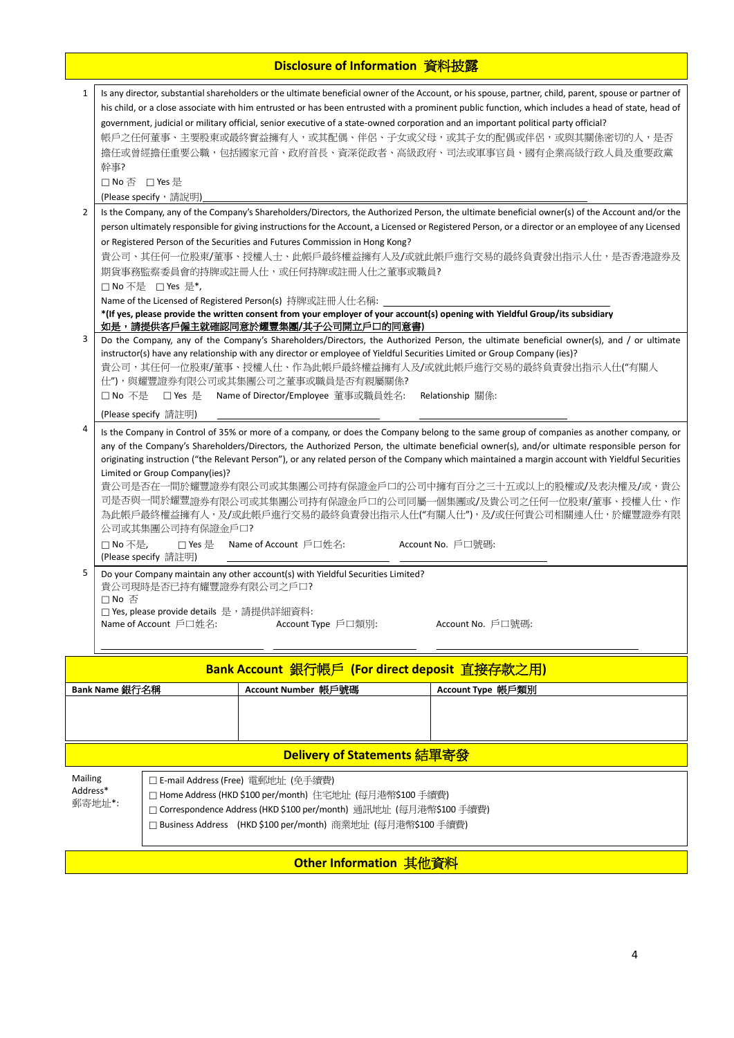## Disclosure of Information 資料披露

1. Is any director, substantial shareholders or the ultimate beneficial owner of the Account, or his spouse, partner, child, parent, spouse or partner of his child, or a close associate with him entrusted or has been entrusted with a prominent public function, which includes a head of state, head of government, judicial or military official, senior executive of a state-owned corporation and an important political party official?
帳戶之任何董事、主要股東或最終實益擁有人，或其配偶、伴侶、子女或父母，或其子女的配偶或伴侶，或與其關係密切的人，是否擔任或曾經擔任重要公職，包括國家元首、政府首長、資深從政者、高級政府、司法或軍事官員、國有企業高級行政人員及重要政黨幹事?
☐ No 否 ☐ Yes 是
(Please specify，請說明) ______________________________

2. Is the Company, any of the Company's Shareholders/Directors, the Authorized Person, the ultimate beneficial owner(s) of the Account and/or the person ultimately responsible for giving instructions for the Account, a Licensed or Registered Person, or a director or an employee of any Licensed or Registered Person of the Securities and Futures Commission in Hong Kong?
貴公司、其任何一位股東/董事、授權人士、此帳戶最終權益擁有人及/或就此帳戶進行交易的最終負責發出指示人仕，是否香港證券及期貨事務監察委員會的持牌或註冊人仕，或任何持牌或註冊人仕之董事或職員?
☐ No 不是 ☐ Yes 是*,
Name of the Licensed of Registered Person(s) 持牌或註冊人仕名稱: ______________________________
**\*(If yes, please provide the written consent from your employer of your account(s) opening with Yieldful Group/its subsidiary 如是，請提供客戶僱主就確認同意於耀豐集團/其子公司開立戶口的同意書)**

3. Do the Company, any of the Company's Shareholders/Directors, the Authorized Person, the ultimate beneficial owner(s), and / or ultimate instructor(s) have any relationship with any director or employee of Yieldful Securities Limited or Group Company (ies)?
貴公司，其任何一位股東/董事、授權人仕、作為此帳戶最終權益擁有人及/或就此帳戶進行交易的最終負責發出指示人仕("有關人仕")，與耀豐證券有限公司或其集團公司之董事或職員是否有親屬關係?
☐ No 不是 ☐ Yes 是 Name of Director/Employee 董事或職員姓名: Relationship 關係:
(Please specify 請註明) ______________________________ ______________________________

4. Is the Company in Control of 35% or more of a company, or does the Company belong to the same group of companies as another company, or any of the Company's Shareholders/Directors, the Authorized Person, the ultimate beneficial owner(s), and/or ultimate responsible person for originating instruction ("the Relevant Person"), or any related person of the Company which maintained a margin account with Yieldful Securities Limited or Group Company(ies)?
貴公司是否在一間於耀豐證券有限公司或其集團公司持有保證金戶口的公司中擁有百分之三十五或以上的股權或/及表決權及/或，貴公司是否與一間於耀豐證券有限公司或其集團公司持有保證金戶口的公司同屬一個集團或/及貴公司之任何一位股東/董事、授權人仕、作為此帳戶最終權益擁有人，及/或此帳戶進行交易的最終負責發出指示人仕("有關人仕")，及/或任何貴公司相關連人仕，於耀豐證券有限公司或其集團公司持有保證金戶口?
☐ No 不是, ☐ Yes 是 Name of Account 戶口姓名: ______________________________ Account No. 戶口號碼: ______________________________
(Please specify 請註明)

5. Do your Company maintain any other account(s) with Yieldful Securities Limited?
貴公司現時是否已持有耀豐證券有限公司之戶口?
☐ No 否
☐ Yes, please provide details 是，請提供詳細資料:
Name of Account 戶口姓名: ______________________________ Account Type 戶口類別: ______________________________ Account No. 戶口號碼: ______________________________

## Bank Account 銀行帳戶 (For direct deposit 直接存款之用)

| Bank Name 銀行名稱 | Account Number 帳戶號碼 | Account Type 帳戶類別 |
|---|---|---|
| | | |

## Delivery of Statements 結單寄發

Mailing Address* 郵寄地址*:

☐ E-mail Address (Free) 電郵地址 (免手續費)
☐ Home Address (HKD $100 per/month) 住宅地址 (每月港幣$100 手續費)
☐ Correspondence Address (HKD $100 per/month) 通訊地址 (每月港幣$100 手續費)
☐ Business Address (HKD $100 per/month) 商業地址 (每月港幣$100 手續費)

## Other Information 其他資料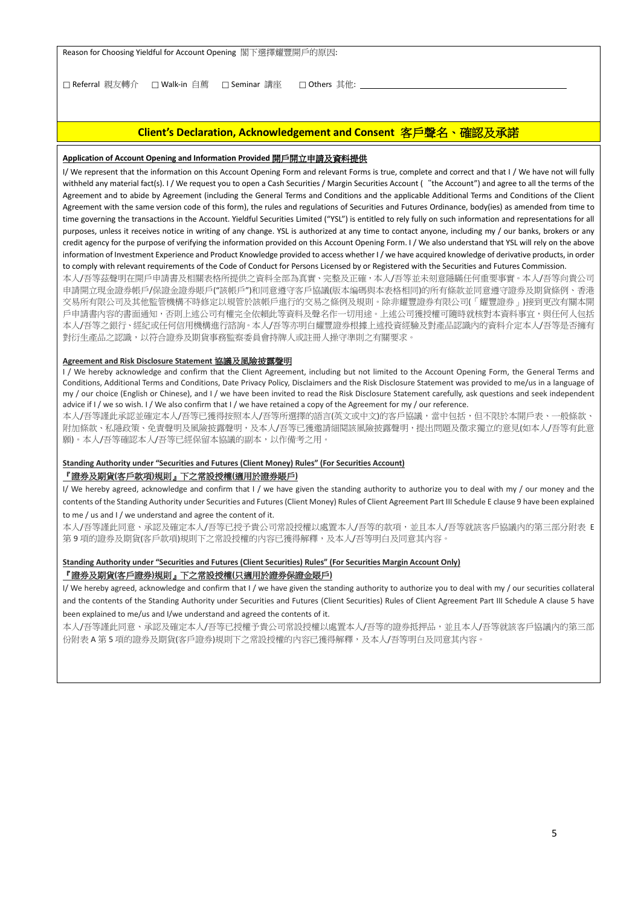Reason for Choosing Yieldful for Account Opening 閣下選擇耀豐開戶的原因:

☐ Referral 親友轉介 ☐ Walk-in 自薦 ☐ Seminar 講座 ☐ Others 其他: ________________

## Client's Declaration, Acknowledgement and Consent 客戶聲名、確認及承諾

**Application of Account Opening and Information Provided 開戶開立申請及資料提供**

I/ We represent that the information on this Account Opening Form and relevant Forms is true, complete and correct and that I / We have not will fully withheld any material fact(s). I / We request you to open a Cash Securities / Margin Securities Account ("the Account") and agree to all the terms of the Agreement and to abide by Agreement (including the General Terms and Conditions and the applicable Additional Terms and Conditions of the Client Agreement with the same version code of this form), the rules and regulations of Securities and Futures Ordinance, body(ies) as amended from time to time governing the transactions in the Account. Yieldful Securities Limited ("YSL") is entitled to rely fully on such information and representations for all purposes, unless it receives notice in writing of any change. YSL is authorized at any time to contact anyone, including my / our banks, brokers or any credit agency for the purpose of verifying the information provided on this Account Opening Form. I / We also understand that YSL will rely on the above information of Investment Experience and Product Knowledge provided to access whether I / we have acquired knowledge of derivative products, in order to comply with relevant requirements of the Code of Conduct for Persons Licensed by or Registered with the Securities and Futures Commission.

本人/吾等茲聲明在開戶申請書及相關表格所提供之資料全部為真實、完整及正確，本人/吾等並未刻意隱瞞任何重要事實。本人/吾等向貴公司申請開立現金證券帳戶/保證金證券賬戶("該帳戶")和同意遵守客戶協議(版本編碼與本表格相同)的所有條款並同意遵守證券及期貨條例、香港交易所有限公司及其他監管機構不時修定以規管於該帳戶進行的交易之條例及規則。除非耀豐證券有限公司(「耀豐證券」)接到更改有關本開戶申請書內容的書面通知，否則上述公司有權完全依賴此等資料及聲名作一切用途。上述公司獲授權可隨時就核對本資料事宜，與任何人包括本人/吾等之銀行、經紀或任何信用機構進行諮詢。本人/吾等亦明白耀豐證券根據上述投資經驗及對產品認識內的資料介定本人/吾等是否擁有對衍生產品之認識，以符合證券及期貨事務監察委員會持牌人或註冊人操守準則之有關要求。

**Agreement and Risk Disclosure Statement 協議及風險披露聲明**

I / We hereby acknowledge and confirm that the Client Agreement, including but not limited to the Account Opening Form, the General Terms and Conditions, Additional Terms and Conditions, Date Privacy Policy, Disclaimers and the Risk Disclosure Statement was provided to me/us in a language of my / our choice (English or Chinese), and I / we have been invited to read the Risk Disclosure Statement carefully, ask questions and seek independent advice if I / we so wish. I / We also confirm that I / we have retained a copy of the Agreement for my / our reference.

本人/吾等謹此承認並確定本人/吾等已獲得按照本人/吾等所選擇的語言(英文或中文)的客戶協議，當中包括，但不限於本開戶表、一般條款、附加條款、私隱政策、免責聲明及風險披露聲明，及本人/吾等已獲邀請細閱該風險披露聲明，提出問題及徵求獨立的意見(如本人/吾等有此意願)。本人/吾等確認本人/吾等已經保留本協議的副本，以作備考之用。

**Standing Authority under "Securities and Futures (Client Money) Rules" (For Securities Account)**

**『證券及期貨(客戶款項)規則』下之常設授權(適用於證券賬戶)**

I/ We hereby agreed, acknowledge and confirm that I / we have given the standing authority to authorize you to deal with my / our money and the contents of the Standing Authority under Securities and Futures (Client Money) Rules of Client Agreement Part III Schedule E clause 9 have been explained to me / us and I / we understand and agree the content of it.

本人/吾等謹此同意、承認及確定本人/吾等已授予貴公司常設授權以處置本人/吾等的款項，並且本人/吾等就該客戶協議內的第三部分附表 E 第 9 項的證券及期貨(客戶款項)規則下之常設授權的內容已獲得解釋，及本人/吾等明白及同意其內容。

**Standing Authority under "Securities and Futures (Client Securities) Rules" (For Securities Margin Account Only)**

**『證券及期貨(客戶證券)規則』下之常設授權(只適用於證券保證金賬戶)**

I/ We hereby agreed, acknowledge and confirm that I / we have given the standing authority to authorize you to deal with my / our securities collateral and the contents of the Standing Authority under Securities and Futures (Client Securities) Rules of Client Agreement Part III Schedule A clause 5 have been explained to me/us and I/we understand and agreed the contents of it.

本人/吾等謹此同意、承認及確定本人/吾等已授權予貴公司常設授權以處置本人/吾等的證券抵押品，並且本人/吾等就該客戶協議內的第三部份附表 A 第 5 項的證券及期貨(客戶證券)規則下之常設授權的內容已獲得解釋，及本人/吾等明白及同意其內容。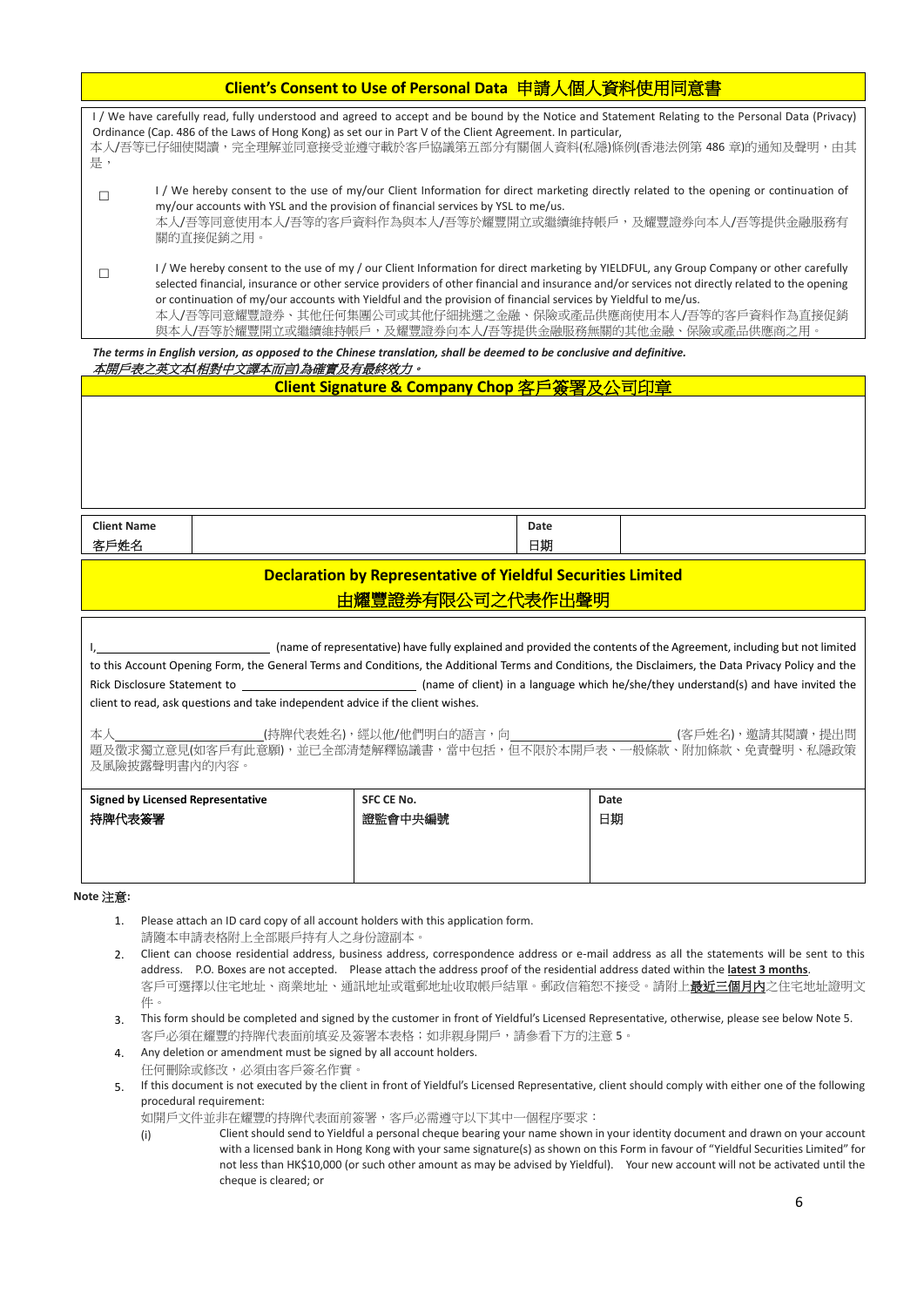## Client's Consent to Use of Personal Data 申請人個人資料使用同意書

I / We have carefully read, fully understood and agreed to accept and be bound by the Notice and Statement Relating to the Personal Data (Privacy) Ordinance (Cap. 486 of the Laws of Hong Kong) as set our in Part V of the Client Agreement. In particular,
本人/吾等已仔細閱讀，完全理解並同意接受並遵守載於客戶協議第五部分有關個人資料(私隱)條例(香港法例第 486 章)的通知及聲明，由其是，

☐ I / We hereby consent to the use of my/our Client Information for direct marketing directly related to the opening or continuation of my/our accounts with YSL and the provision of financial services by YSL to me/us.
本人/吾等同意使用本人/吾等的客戶資料作為與本人/吾等於耀豐開立或繼續維持帳戶，及耀豐證券向本人/吾等提供金融服務有關的直接促銷之用。

☐ I / We hereby consent to the use of my / our Client Information for direct marketing by YIELDFUL, any Group Company or other carefully selected financial, insurance or other service providers of other financial and insurance and/or services not directly related to the opening or continuation of my/our accounts with Yieldful and the provision of financial services by Yieldful to me/us.
本人/吾等同意耀豐證券、其他任何集團公司或其他仔細挑選之金融、保險或產品供應商使用本人/吾等的客戶資料作為直接促銷與本人/吾等於耀豐開立或繼續維持帳戶，及耀豐證券向本人/吾等提供金融服務無關的其他金融、保險或產品供應商之用。

***The terms in English version, as opposed to the Chinese translation, shall be deemed to be conclusive and definitive.***
***本開戶表之英文本(相對中文譯本而言)為確實及有最終效力。***

## Client Signature & Company Chop 客戶簽署及公司印章

| Client Name 客戶姓名 | | Date 日期 | |
|---|---|---|---|

## Declaration by Representative of Yieldful Securities Limited 由耀豐證券有限公司之代表作出聲明

I,\_\_\_\_\_\_\_\_\_\_\_\_\_\_\_\_\_\_\_\_ (name of representative) have fully explained and provided the contents of the Agreement, including but not limited to this Account Opening Form, the General Terms and Conditions, the Additional Terms and Conditions, the Disclaimers, the Data Privacy Policy and the Rick Disclosure Statement to \_\_\_\_\_\_\_\_\_\_\_\_\_\_\_\_\_\_\_\_ (name of client) in a language which he/she/they understand(s) and have invited the client to read, ask questions and take independent advice if the client wishes.

本人\_\_\_\_\_\_\_\_\_\_\_\_\_\_\_\_\_\_\_\_(持牌代表姓名)，經以他/他們明白的語言，向\_\_\_\_\_\_\_\_\_\_\_\_\_\_\_\_\_\_\_\_(客戶姓名)，邀請其閱讀，提出問題及徵求獨立意見(如客戶有此意願)，並已全部清楚解釋協議書，當中包括，但不限於本開戶表、一般條款、附加條款、免責聲明、私隱政策及風險披露聲明書內的內容。

| Signed by Licensed Representative 持牌代表簽署 | SFC CE No. 證監會中央編號 | Date 日期 |
|---|---|---|
| | | |

**Note 注意:**

1. Please attach an ID card copy of all account holders with this application form.
   請隨本申請表格附上全部賬戶持有人之身份證副本。
2. Client can choose residential address, business address, correspondence address or e-mail address as all the statements will be sent to this address. P.O. Boxes are not accepted. Please attach the address proof of the residential address dated within the **latest 3 months**.
   客戶可選擇以住宅地址、商業地址、通訊地址或電郵地址收取帳戶結單。郵政信箱恕不接受。請附上**最近三個月內**之住宅地址證明文件。
3. This form should be completed and signed by the customer in front of Yieldful's Licensed Representative, otherwise, please see below Note 5.
   客戶必須在耀豐的持牌代表面前填妥及簽署本表格；如非親身開戶，請參看下方的注意 5。
4. Any deletion or amendment must be signed by all account holders.
   任何刪除或修改，必須由客戶簽名作實。
5. If this document is not executed by the client in front of Yieldful's Licensed Representative, client should comply with either one of the following procedural requirement:
   如開戶文件並非在耀豐的持牌代表面前簽署，客戶必需遵守以下其中一個程序要求：
   (i) Client should send to Yieldful a personal cheque bearing your name shown in your identity document and drawn on your account with a licensed bank in Hong Kong with your same signature(s) as shown on this Form in favour of "Yieldful Securities Limited" for not less than HK$10,000 (or such other amount as may be advised by Yieldful). Your new account will not be activated until the cheque is cleared; or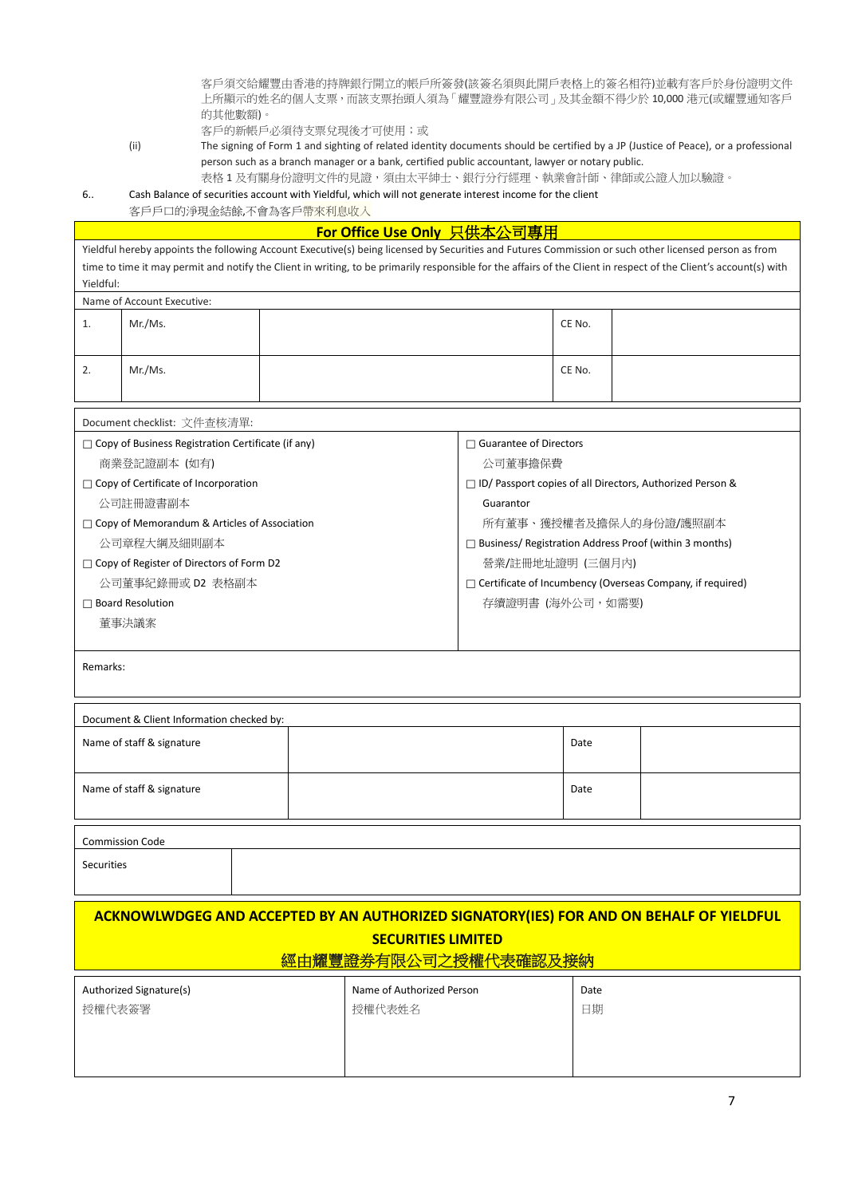客戶須交給耀豐由香港的持牌銀行開立的帳戶所簽發(該簽名須與此開戶表格上的簽名相符)並載有客戶於身份證明文件上所顯示的姓名的個人支票，而該支票抬頭人須為「耀豐證券有限公司」及其金額不得少於 10,000 港元(或耀豐通知客戶的其他數額)。

客戶的新帳戶必須待支票兌現後才可使用；或

(ii) The signing of Form 1 and sighting of related identity documents should be certified by a JP (Justice of Peace), or a professional person such as a branch manager or a bank, certified public accountant, lawyer or notary public.

表格 1 及有關身份證明文件的見證，須由太平紳士、銀行分行經理、執業會計師、律師或公證人加以驗證。

6.. Cash Balance of securities account with Yieldful, which will not generate interest income for the client

客戶戶口的淨現金結餘,不會為客戶帶來利息收入

## For Office Use Only 只供本公司專用

Yieldful hereby appoints the following Account Executive(s) being licensed by Securities and Futures Commission or such other licensed person as from time to time it may permit and notify the Client in writing, to be primarily responsible for the affairs of the Client in respect of the Client's account(s) with Yieldful:

Name of Account Executive:

| | | | | |
|---|---|---|---|---|
| 1. | Mr./Ms. | | CE No. | |
| 2. | Mr./Ms. | | CE No. | |

Document checklist: 文件查核清單:

| | |
|---|---|
| ☐ Copy of Business Registration Certificate (if any) 商業登記證副本 (如有) | ☐ Guarantee of Directors 公司董事擔保費 |
| ☐ Copy of Certificate of Incorporation 公司註冊證書副本 | ☐ ID/ Passport copies of all Directors, Authorized Person & Guarantor 所有董事、獲授權者及擔保人的身份證/護照副本 |
| ☐ Copy of Memorandum & Articles of Association 公司章程大綱及細則副本 | ☐ Business/ Registration Address Proof (within 3 months) 營業/註冊地址證明 (三個月內) |
| ☐ Copy of Register of Directors of Form D2 公司董事紀錄冊或 D2 表格副本 | ☐ Certificate of Incumbency (Overseas Company, if required) 存續證明書 (海外公司，如需要) |
| ☐ Board Resolution 董事決議案 | |

Remarks:

Document & Client Information checked by:

| | | | |
|---|---|---|---|
| Name of staff & signature | | Date | |
| Name of staff & signature | | Date | |

Commission Code

| | |
|---|---|
| Securities | |

## ACKNOWLWDGEG AND ACCEPTED BY AN AUTHORIZED SIGNATORY(IES) FOR AND ON BEHALF OF YIELDFUL SECURITIES LIMITED
## 經由耀豐證券有限公司之授權代表確認及接納

| Authorized Signature(s) 授權代表簽署 | Name of Authorized Person 授權代表姓名 | Date 日期 |
|---|---|---|
| | | |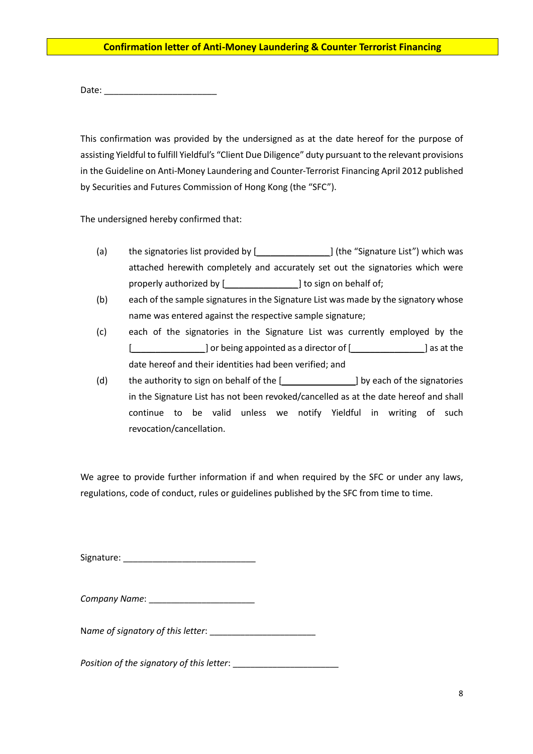**Confirmation letter of Anti-Money Laundering & Counter Terrorist Financing**

Date: ________________________

This confirmation was provided by the undersigned as at the date hereof for the purpose of assisting Yieldful to fulfill Yieldful's "Client Due Diligence" duty pursuant to the relevant provisions in the Guideline on Anti-Money Laundering and Counter-Terrorist Financing April 2012 published by Securities and Futures Commission of Hong Kong (the "SFC").

The undersigned hereby confirmed that:

(a) the signatories list provided by [_______________] (the "Signature List") which was attached herewith completely and accurately set out the signatories which were properly authorized by [_______________] to sign on behalf of;

(b) each of the sample signatures in the Signature List was made by the signatory whose name was entered against the respective sample signature;

(c) each of the signatories in the Signature List was currently employed by the [_______________] or being appointed as a director of [_______________] as at the date hereof and their identities had been verified; and

(d) the authority to sign on behalf of the [_______________] by each of the signatories in the Signature List has not been revoked/cancelled as at the date hereof and shall continue to be valid unless we notify Yieldful in writing of such revocation/cancellation.

We agree to provide further information if and when required by the SFC or under any laws, regulations, code of conduct, rules or guidelines published by the SFC from time to time.

Signature: ___________________________

*Company Name*: ______________________

*Name of signatory of this letter*: ______________________

*Position of the signatory of this letter*: ______________________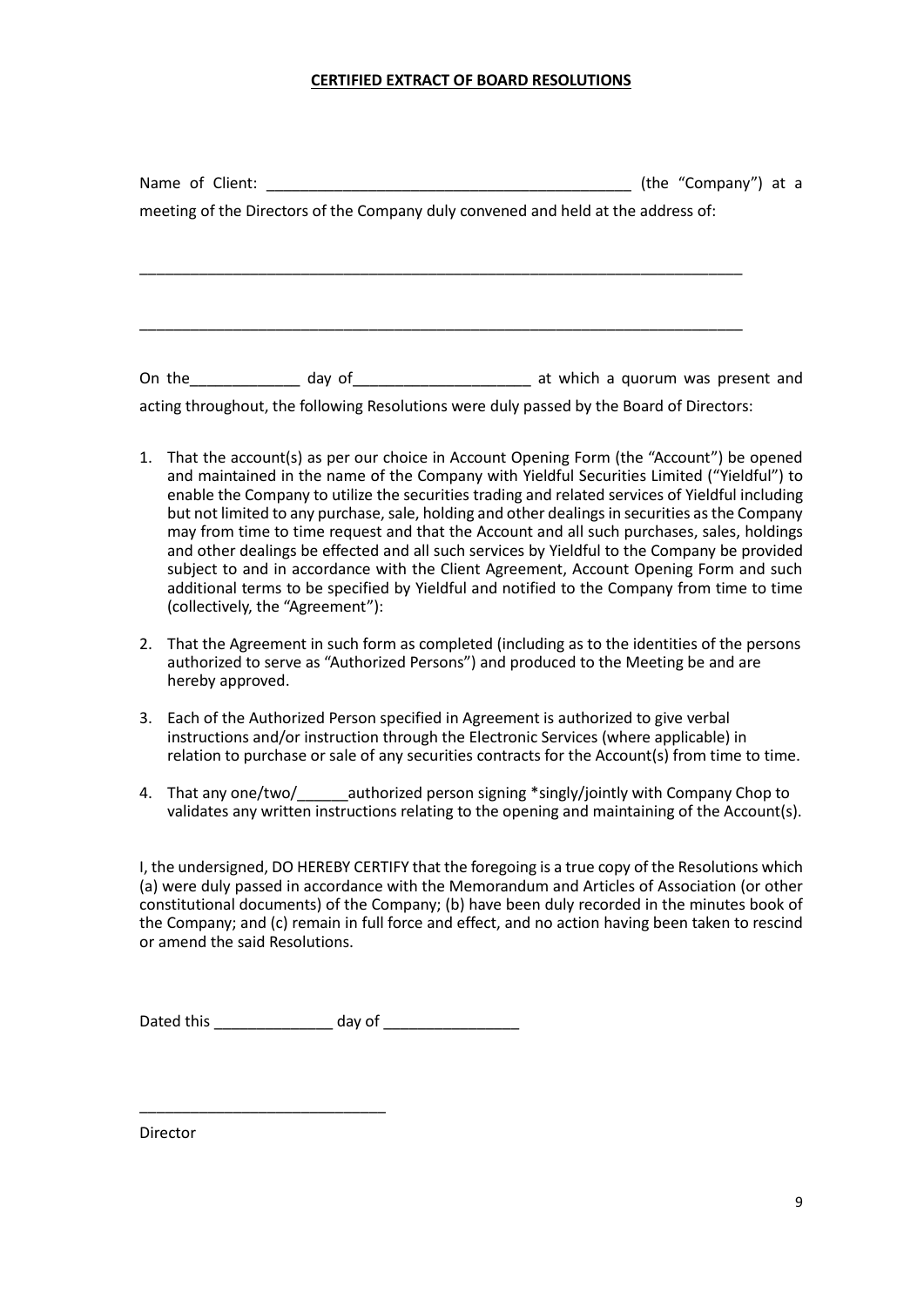**CERTIFIED EXTRACT OF BOARD RESOLUTIONS**

Name of Client: ___________________________________________ (the "Company") at a meeting of the Directors of the Company duly convened and held at the address of:

___________________________________________________________________________

___________________________________________________________________________

On the_____________ day of____________________ at which a quorum was present and acting throughout, the following Resolutions were duly passed by the Board of Directors:

1. That the account(s) as per our choice in Account Opening Form (the "Account") be opened and maintained in the name of the Company with Yieldful Securities Limited ("Yieldful") to enable the Company to utilize the securities trading and related services of Yieldful including but not limited to any purchase, sale, holding and other dealings in securities as the Company may from time to time request and that the Account and all such purchases, sales, holdings and other dealings be effected and all such services by Yieldful to the Company be provided subject to and in accordance with the Client Agreement, Account Opening Form and such additional terms to be specified by Yieldful and notified to the Company from time to time (collectively, the "Agreement"):

2. That the Agreement in such form as completed (including as to the identities of the persons authorized to serve as "Authorized Persons") and produced to the Meeting be and are hereby approved.

3. Each of the Authorized Person specified in Agreement is authorized to give verbal instructions and/or instruction through the Electronic Services (where applicable) in relation to purchase or sale of any securities contracts for the Account(s) from time to time.

4. That any one/two/______authorized person signing *singly/jointly with Company Chop to validates any written instructions relating to the opening and maintaining of the Account(s).

I, the undersigned, DO HEREBY CERTIFY that the foregoing is a true copy of the Resolutions which (a) were duly passed in accordance with the Memorandum and Articles of Association (or other constitutional documents) of the Company; (b) have been duly recorded in the minutes book of the Company; and (c) remain in full force and effect, and no action having been taken to rescind or amend the said Resolutions.

Dated this ______________ day of ________________

_____________________________

Director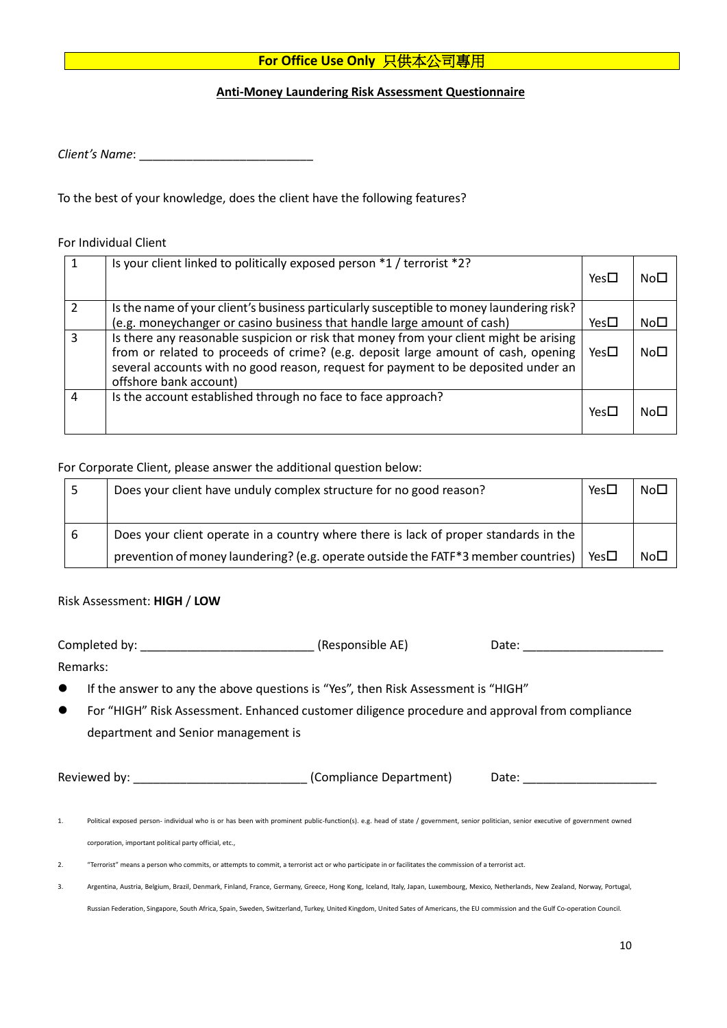**For Office Use Only 只供本公司專用**

**Anti-Money Laundering Risk Assessment Questionnaire**

*Client's Name*: ___________________________

To the best of your knowledge, does the client have the following features?

For Individual Client

| | | | |
|---|---|---|---|
| 1 | Is your client linked to politically exposed person *1 / terrorist *2? | Yes☐ | No☐ |
| 2 | Is the name of your client's business particularly susceptible to money laundering risk? (e.g. moneychanger or casino business that handle large amount of cash) | Yes☐ | No☐ |
| 3 | Is there any reasonable suspicion or risk that money from your client might be arising from or related to proceeds of crime? (e.g. deposit large amount of cash, opening several accounts with no good reason, request for payment to be deposited under an offshore bank account) | Yes☐ | No☐ |
| 4 | Is the account established through no face to face approach? | Yes☐ | No☐ |

For Corporate Client, please answer the additional question below:

| | | | |
|---|---|---|---|
| 5 | Does your client have unduly complex structure for no good reason? | Yes☐ | No☐ |
| 6 | Does your client operate in a country where there is lack of proper standards in the prevention of money laundering? (e.g. operate outside the FATF*3 member countries) | Yes☐ | No☐ |

Risk Assessment: **HIGH** / **LOW**

Completed by: ___________________________ (Responsible AE) Date: ______________________

Remarks:

- If the answer to any the above questions is "Yes", then Risk Assessment is "HIGH"
- For "HIGH" Risk Assessment. Enhanced customer diligence procedure and approval from compliance department and Senior management is

Reviewed by: ___________________________ (Compliance Department) Date: _____________________

1. Political exposed person- individual who is or has been with prominent public-function(s). e.g. head of state / government, senior politician, senior executive of government owned corporation, important political party official, etc.,
2. "Terrorist" means a person who commits, or attempts to commit, a terrorist act or who participate in or facilitates the commission of a terrorist act.
3. Argentina, Austria, Belgium, Brazil, Denmark, Finland, France, Germany, Greece, Hong Kong, Iceland, Italy, Japan, Luxembourg, Mexico, Netherlands, New Zealand, Norway, Portugal, Russian Federation, Singapore, South Africa, Spain, Sweden, Switzerland, Turkey, United Kingdom, United Sates of Americans, the EU commission and the Gulf Co-operation Council.